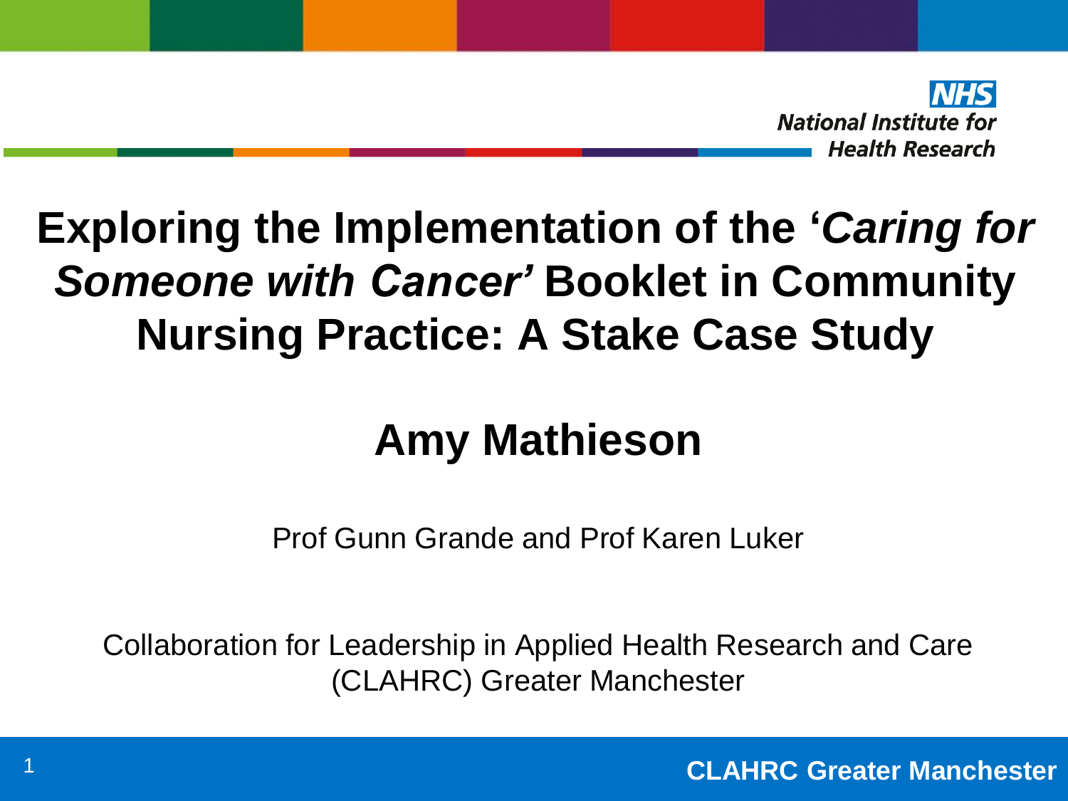NHS
National Institute for Health Research

# Exploring the Implementation of the '*Caring for Someone with Cancer*' Booklet in Community Nursing Practice: A Stake Case Study

## Amy Mathieson

Prof Gunn Grande and Prof Karen Luker

Collaboration for Leadership in Applied Health Research and Care (CLAHRC) Greater Manchester

CLAHRC Greater Manchester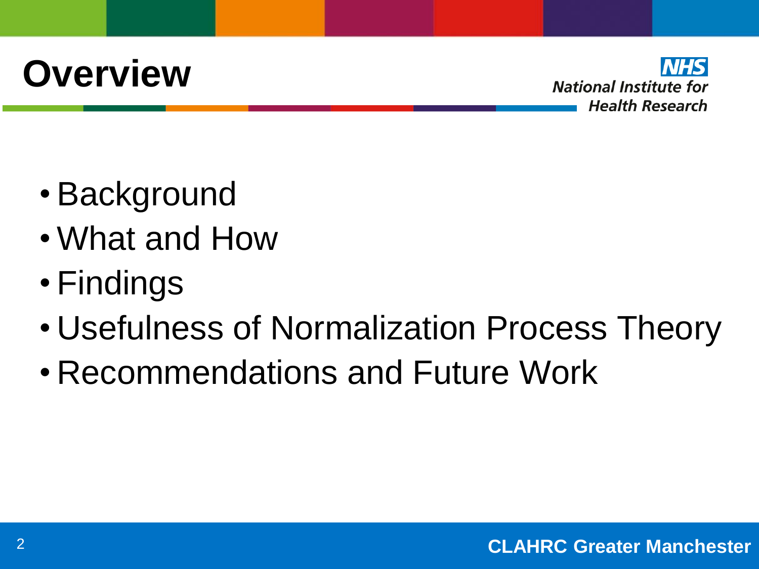# Overview

- Background
- What and How
- Findings
- Usefulness of Normalization Process Theory
- Recommendations and Future Work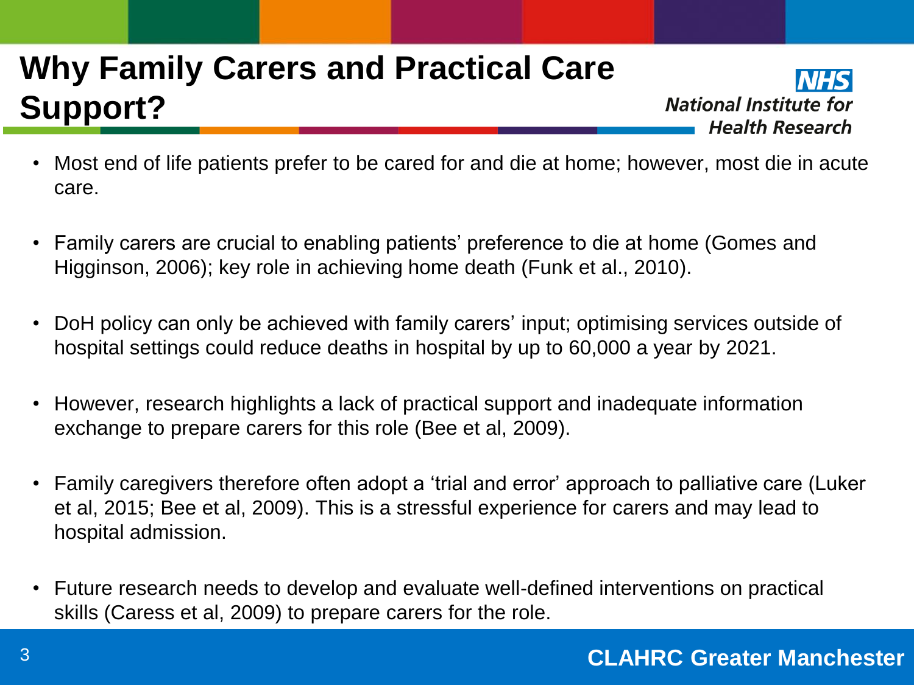# Why Family Carers and Practical Care Support?

- Most end of life patients prefer to be cared for and die at home; however, most die in acute care.
- Family carers are crucial to enabling patients' preference to die at home (Gomes and Higginson, 2006); key role in achieving home death (Funk et al., 2010).
- DoH policy can only be achieved with family carers' input; optimising services outside of hospital settings could reduce deaths in hospital by up to 60,000 a year by 2021.
- However, research highlights a lack of practical support and inadequate information exchange to prepare carers for this role (Bee et al, 2009).
- Family caregivers therefore often adopt a 'trial and error' approach to palliative care (Luker et al, 2015; Bee et al, 2009). This is a stressful experience for carers and may lead to hospital admission.
- Future research needs to develop and evaluate well-defined interventions on practical skills (Caress et al, 2009) to prepare carers for the role.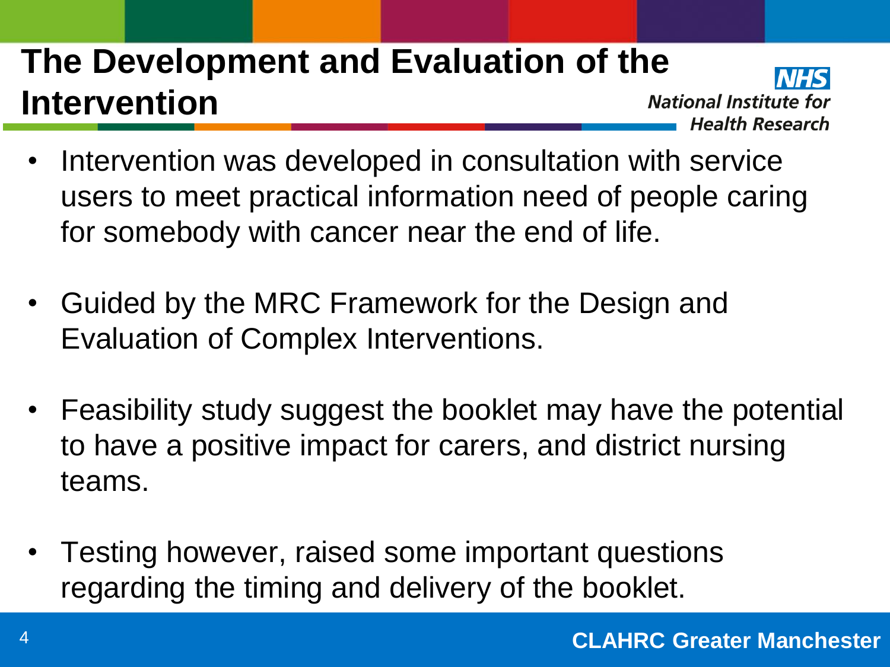# The Development and Evaluation of the Intervention

- Intervention was developed in consultation with service users to meet practical information need of people caring for somebody with cancer near the end of life.
- Guided by the MRC Framework for the Design and Evaluation of Complex Interventions.
- Feasibility study suggest the booklet may have the potential to have a positive impact for carers, and district nursing teams.
- Testing however, raised some important questions regarding the timing and delivery of the booklet.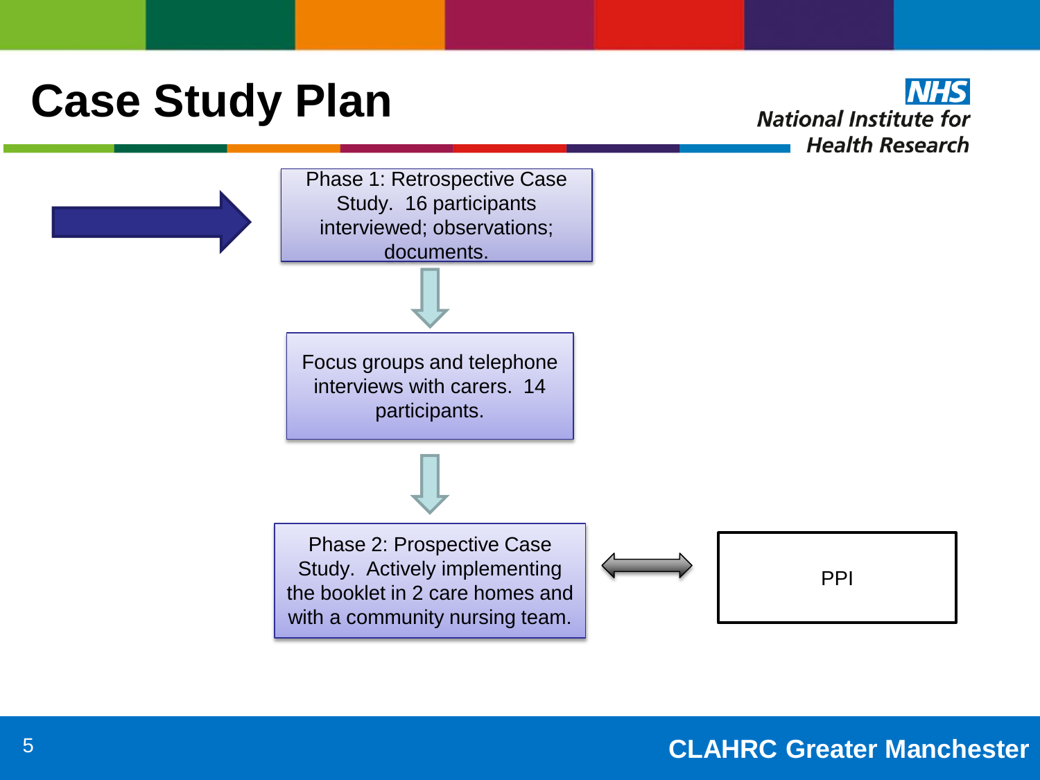# Case Study Plan

Phase 1: Retrospective Case Study. 16 participants interviewed; observations; documents.

↓

Focus groups and telephone interviews with carers. 14 participants.

↓

Phase 2: Prospective Case Study. Actively implementing the booklet in 2 care homes and with a community nursing team. ↔ PPI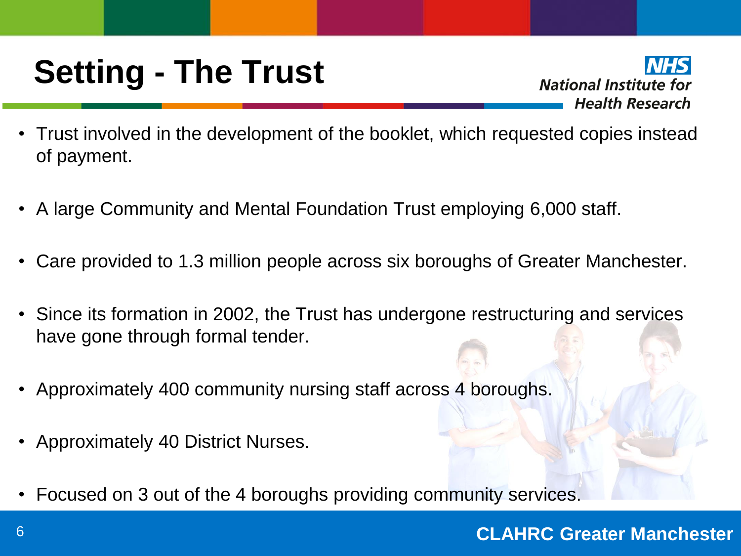# Setting - The Trust

- Trust involved in the development of the booklet, which requested copies instead of payment.
- A large Community and Mental Foundation Trust employing 6,000 staff.
- Care provided to 1.3 million people across six boroughs of Greater Manchester.
- Since its formation in 2002, the Trust has undergone restructuring and services have gone through formal tender.
- Approximately 400 community nursing staff across 4 boroughs.
- Approximately 40 District Nurses.
- Focused on 3 out of the 4 boroughs providing community services.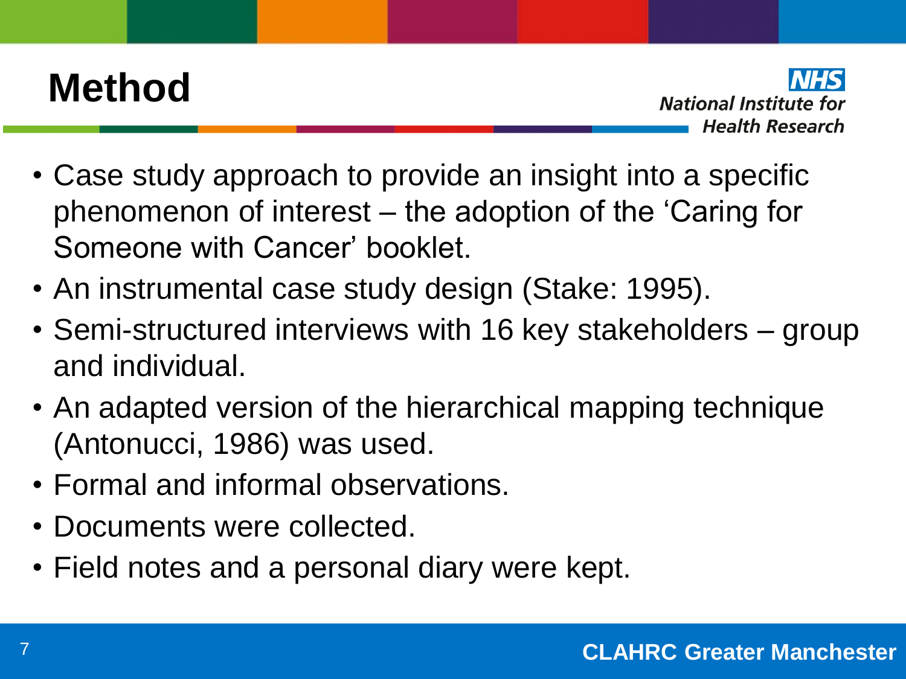# Method

- Case study approach to provide an insight into a specific phenomenon of interest – the adoption of the 'Caring for Someone with Cancer' booklet.
- An instrumental case study design (Stake: 1995).
- Semi-structured interviews with 16 key stakeholders – group and individual.
- An adapted version of the hierarchical mapping technique (Antonucci, 1986) was used.
- Formal and informal observations.
- Documents were collected.
- Field notes and a personal diary were kept.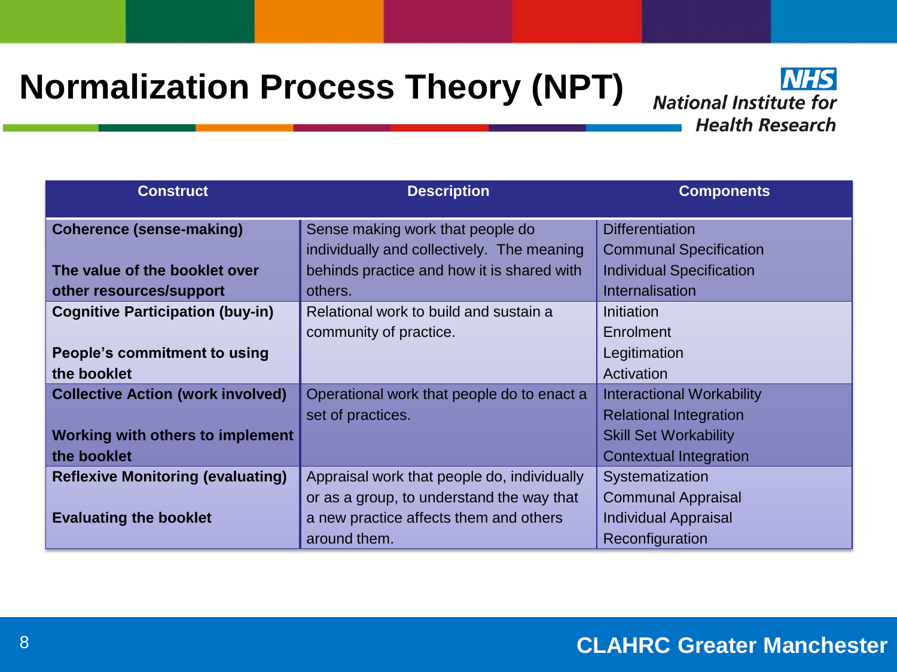# Normalization Process Theory (NPT)

| Construct | Description | Components |
|---|---|---|
| **Coherence (sense-making)**<br><br>**The value of the booklet over other resources/support** | Sense making work that people do individually and collectively. The meaning behinds practice and how it is shared with others. | Differentiation<br>Communal Specification<br>Individual Specification<br>Internalisation |
| **Cognitive Participation (buy-in)**<br><br>**People's commitment to using the booklet** | Relational work to build and sustain a community of practice. | Initiation<br>Enrolment<br>Legitimation<br>Activation |
| **Collective Action (work involved)**<br><br>**Working with others to implement the booklet** | Operational work that people do to enact a set of practices. | Interactional Workability<br>Relational Integration<br>Skill Set Workability<br>Contextual Integration |
| **Reflexive Monitoring (evaluating)**<br><br>**Evaluating the booklet** | Appraisal work that people do, individually or as a group, to understand the way that a new practice affects them and others around them. | Systematization<br>Communal Appraisal<br>Individual Appraisal<br>Reconfiguration |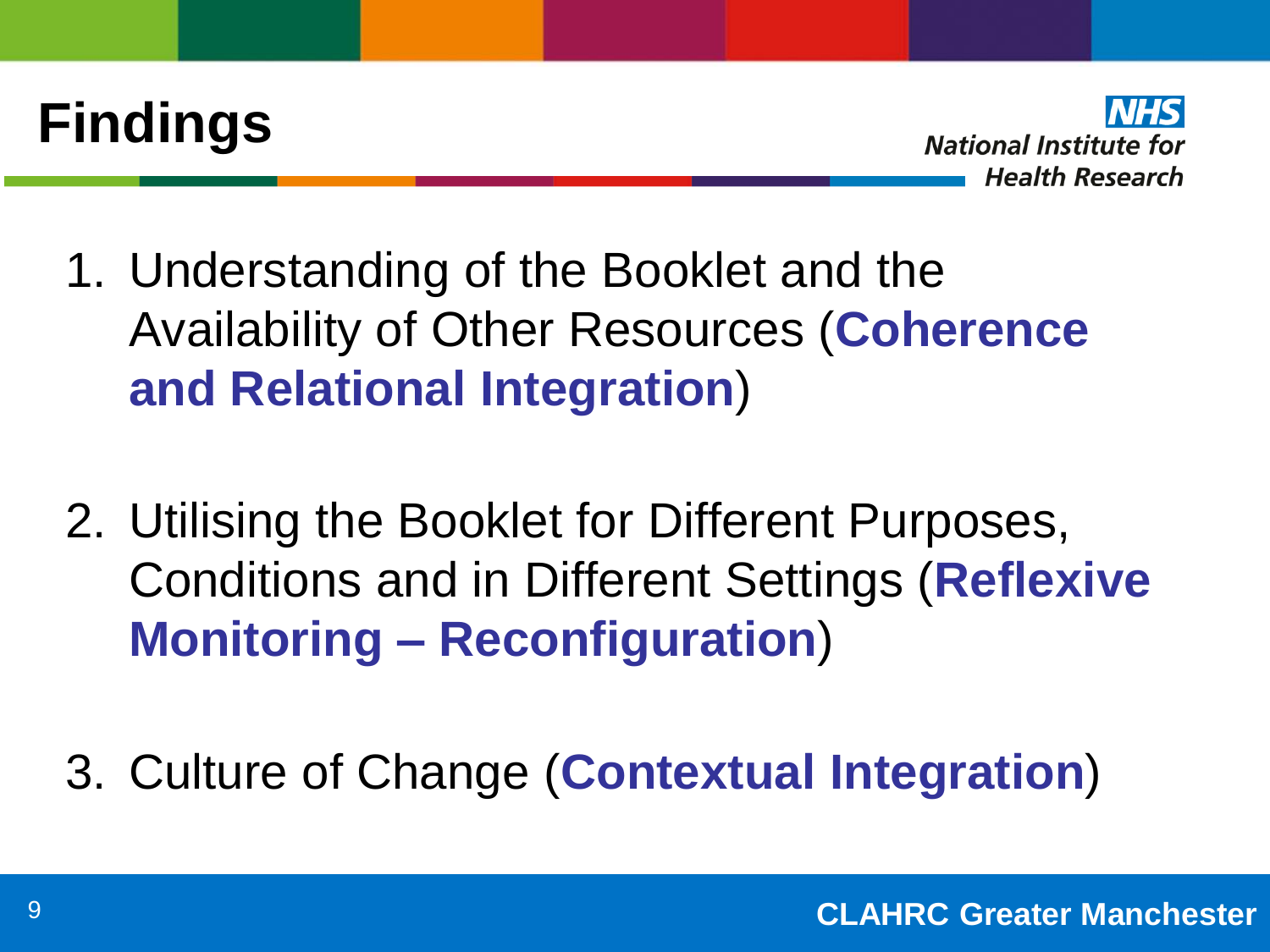# Findings

1. Understanding of the Booklet and the Availability of Other Resources (**Coherence and Relational Integration**)

2. Utilising the Booklet for Different Purposes, Conditions and in Different Settings (**Reflexive Monitoring – Reconfiguration**)

3. Culture of Change (**Contextual Integration**)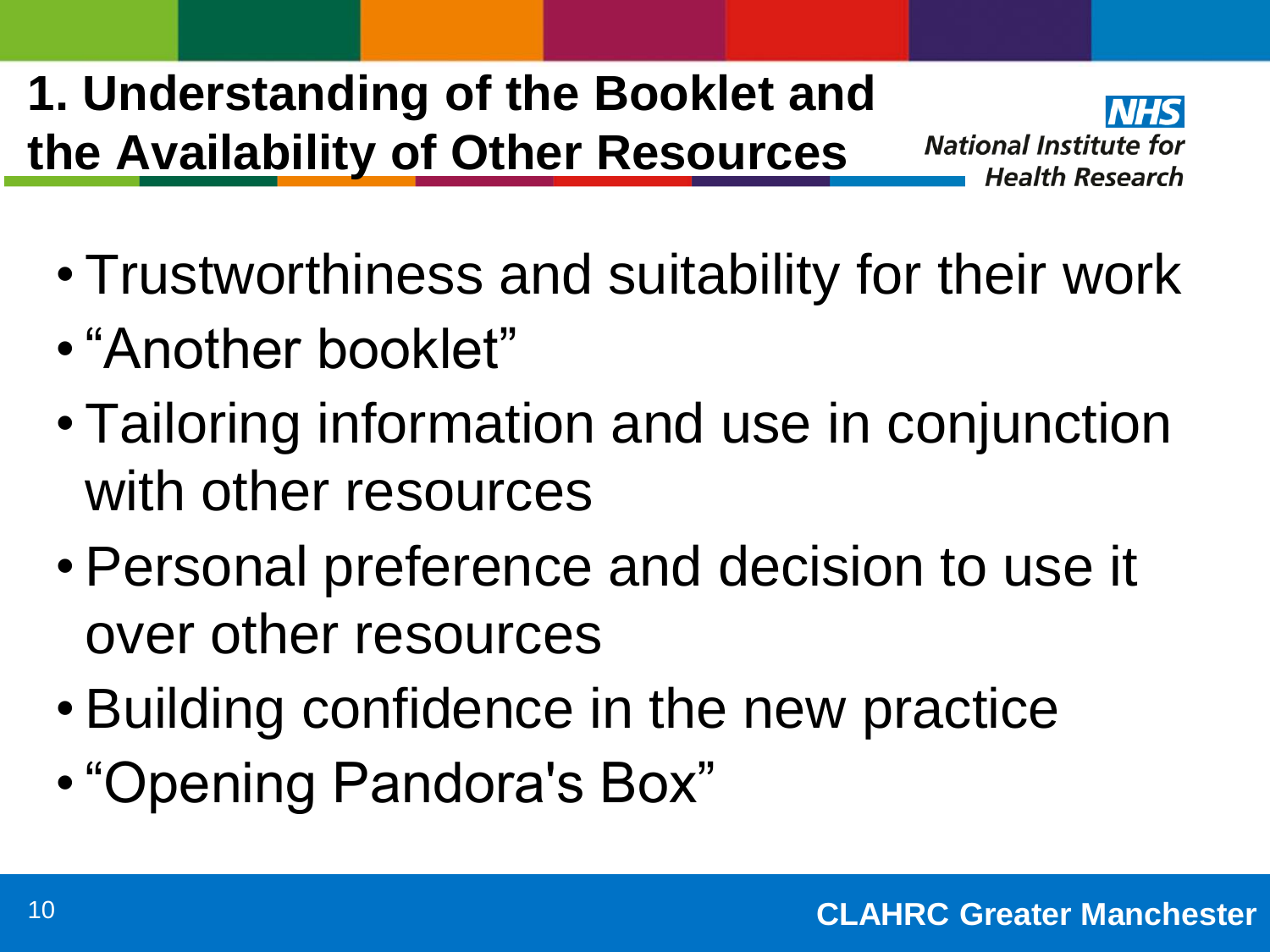# 1. Understanding of the Booklet and the Availability of Other Resources

- Trustworthiness and suitability for their work
- "Another booklet"
- Tailoring information and use in conjunction with other resources
- Personal preference and decision to use it over other resources
- Building confidence in the new practice
- "Opening Pandora's Box"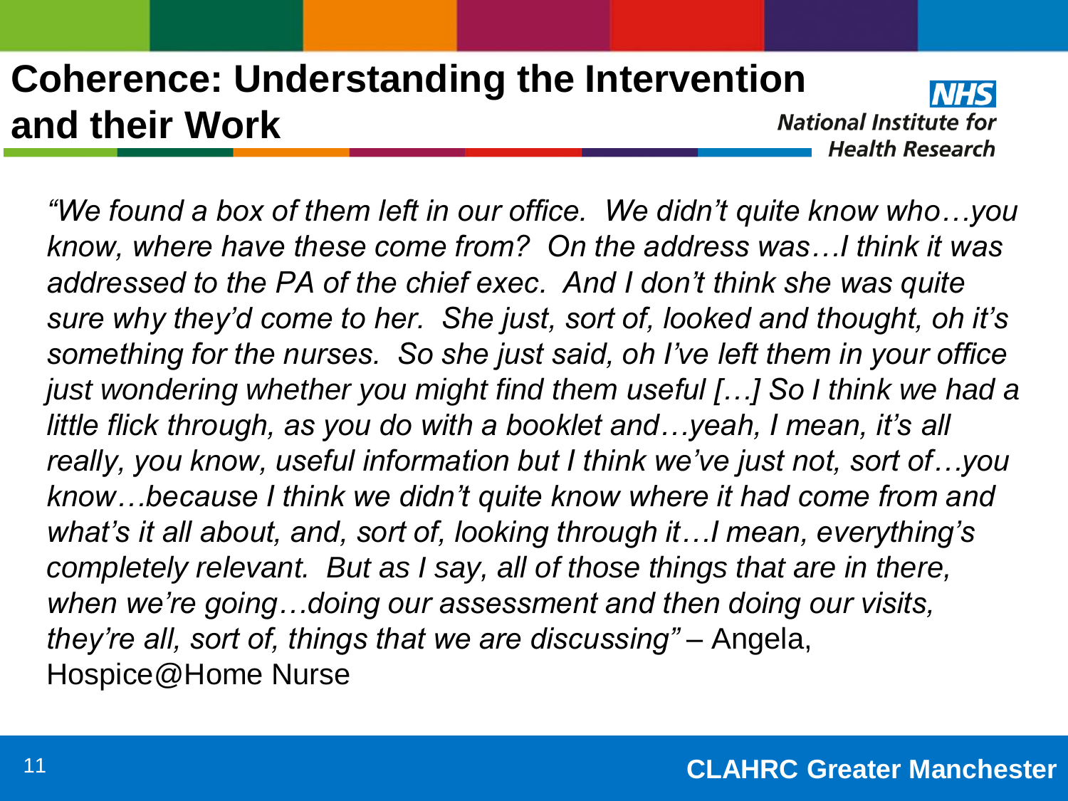# Coherence: Understanding the Intervention and their Work

*"We found a box of them left in our office. We didn't quite know who…you know, where have these come from? On the address was…I think it was addressed to the PA of the chief exec. And I don't think she was quite sure why they'd come to her. She just, sort of, looked and thought, oh it's something for the nurses. So she just said, oh I've left them in your office just wondering whether you might find them useful […] So I think we had a little flick through, as you do with a booklet and…yeah, I mean, it's all really, you know, useful information but I think we've just not, sort of…you know…because I think we didn't quite know where it had come from and what's it all about, and, sort of, looking through it…I mean, everything's completely relevant. But as I say, all of those things that are in there, when we're going…doing our assessment and then doing our visits, they're all, sort of, things that we are discussing"* – Angela, Hospice@Home Nurse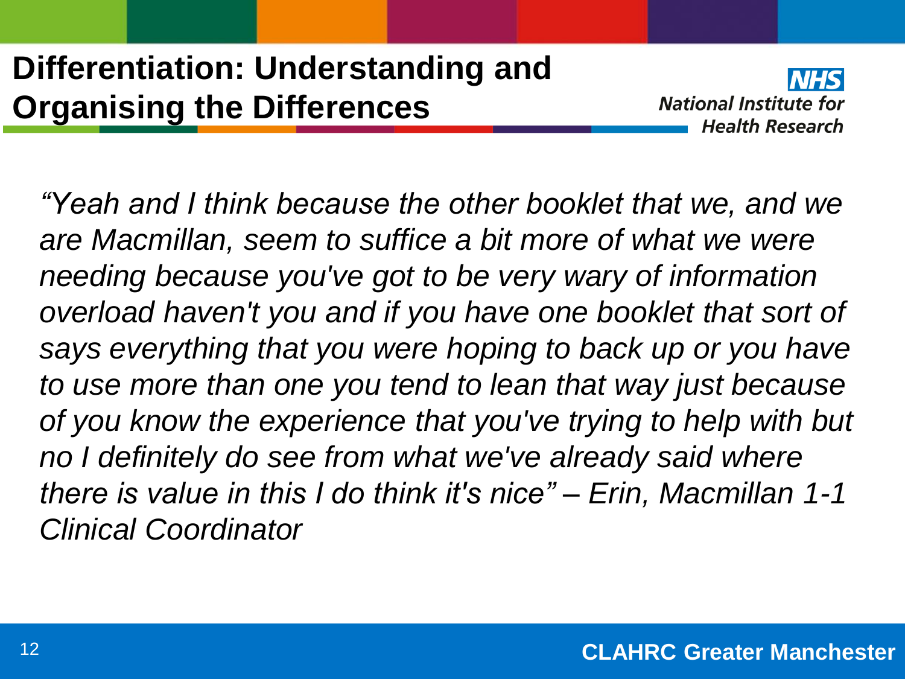# Differentiation: Understanding and Organising the Differences

*"Yeah and I think because the other booklet that we, and we are Macmillan, seem to suffice a bit more of what we were needing because you've got to be very wary of information overload haven't you and if you have one booklet that sort of says everything that you were hoping to back up or you have to use more than one you tend to lean that way just because of you know the experience that you've trying to help with but no I definitely do see from what we've already said where there is value in this I do think it's nice" – Erin, Macmillan 1-1 Clinical Coordinator*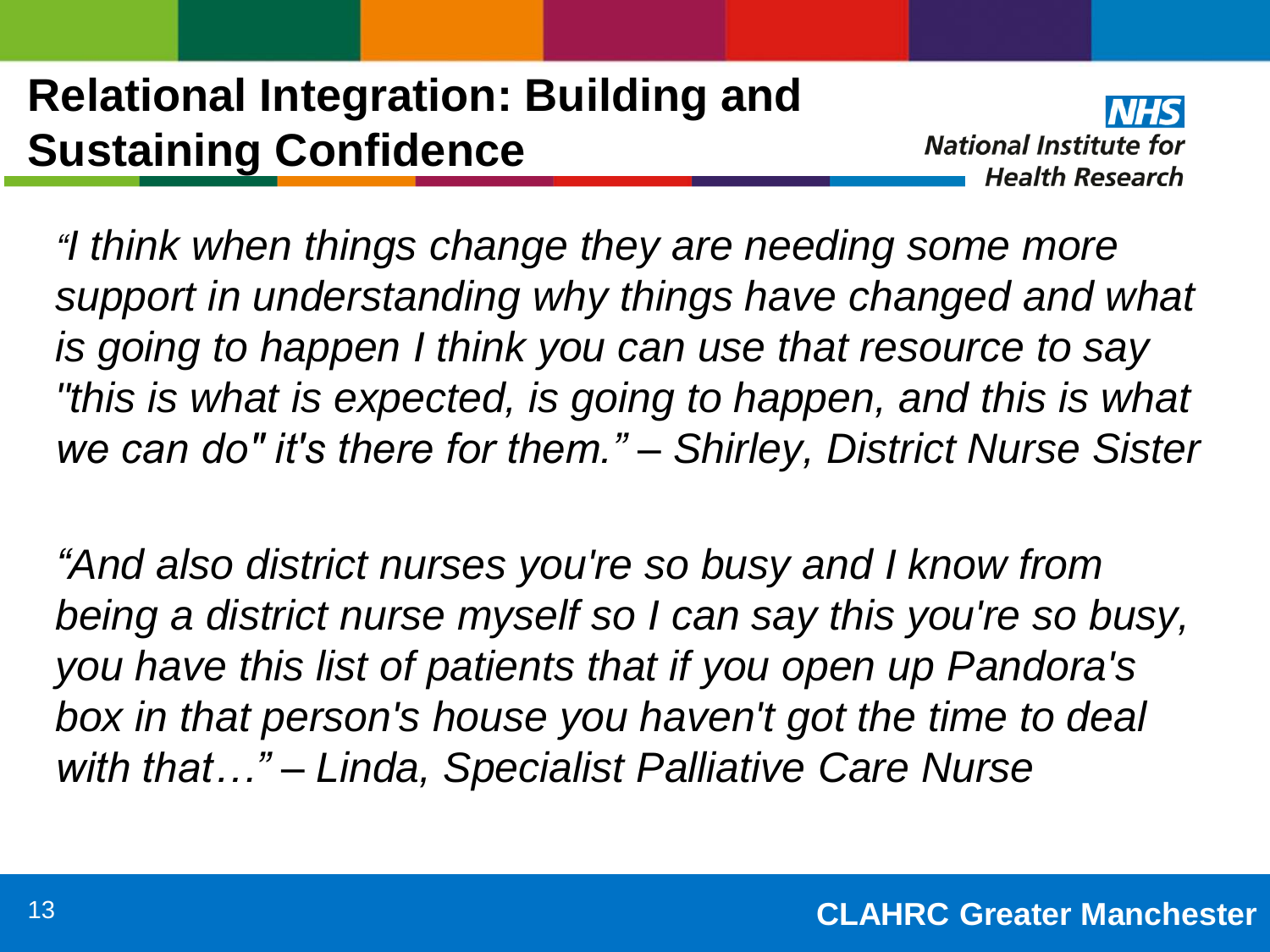# Relational Integration: Building and Sustaining Confidence

*"I think when things change they are needing some more support in understanding why things have changed and what is going to happen I think you can use that resource to say "this is what is expected, is going to happen, and this is what we can do" it's there for them." – Shirley, District Nurse Sister*

*"And also district nurses you're so busy and I know from being a district nurse myself so I can say this you're so busy, you have this list of patients that if you open up Pandora's box in that person's house you haven't got the time to deal with that…" – Linda, Specialist Palliative Care Nurse*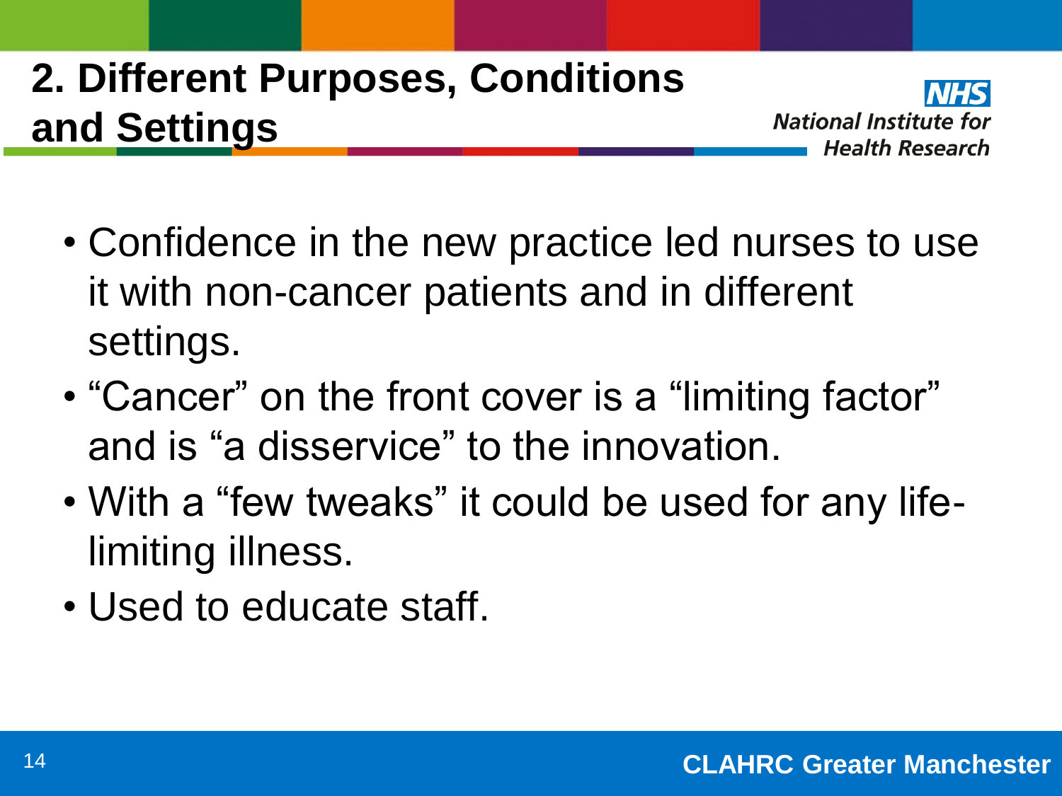## 2. Different Purposes, Conditions and Settings

- Confidence in the new practice led nurses to use it with non-cancer patients and in different settings.
- "Cancer" on the front cover is a "limiting factor" and is "a disservice" to the innovation.
- With a "few tweaks" it could be used for any life-limiting illness.
- Used to educate staff.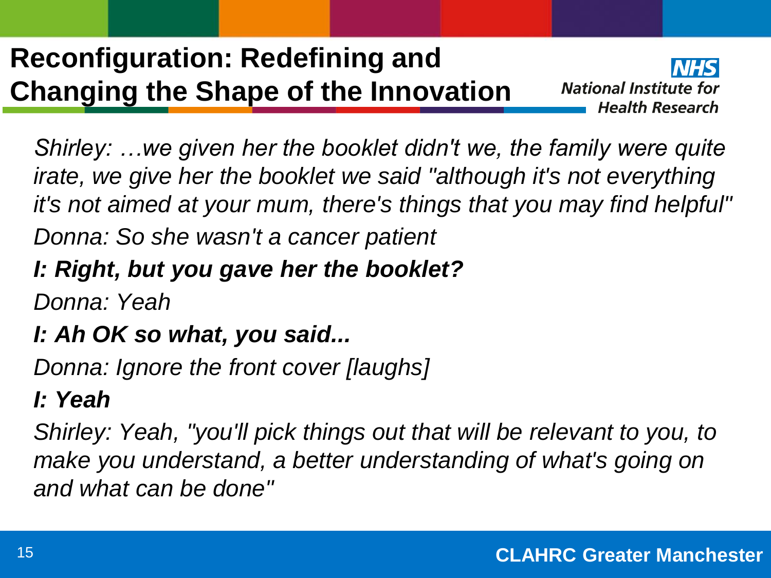# Reconfiguration: Redefining and Changing the Shape of the Innovation

*Shirley: …we given her the booklet didn't we, the family were quite irate, we give her the booklet we said "although it's not everything it's not aimed at your mum, there's things that you may find helpful"*

*Donna: So she wasn't a cancer patient*

***I: Right, but you gave her the booklet?***

*Donna: Yeah*

***I: Ah OK so what, you said...***

*Donna: Ignore the front cover [laughs]*

***I: Yeah***

*Shirley: Yeah, "you'll pick things out that will be relevant to you, to make you understand, a better understanding of what's going on and what can be done"*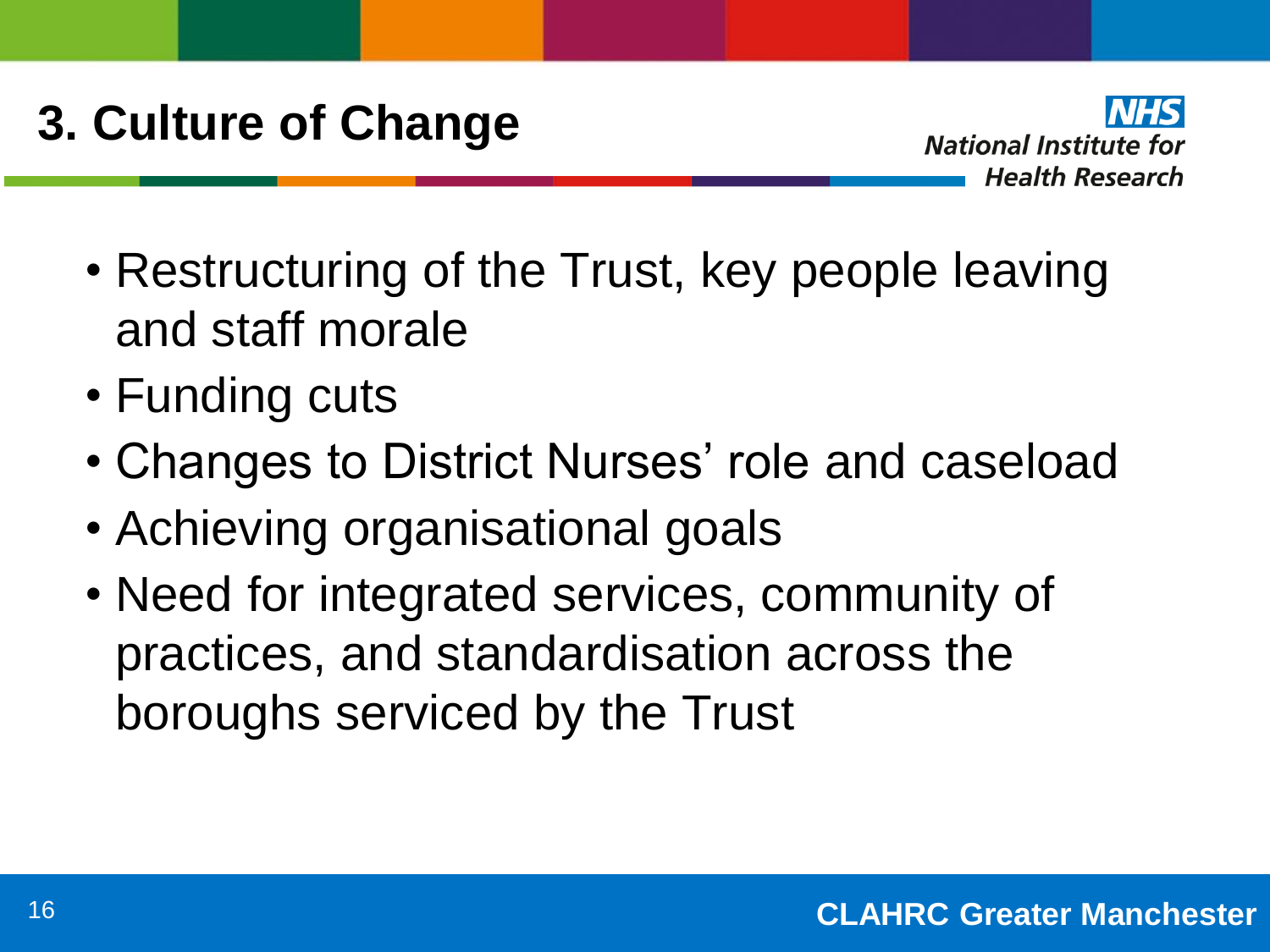# 3. Culture of Change

- Restructuring of the Trust, key people leaving and staff morale
- Funding cuts
- Changes to District Nurses' role and caseload
- Achieving organisational goals
- Need for integrated services, community of practices, and standardisation across the boroughs serviced by the Trust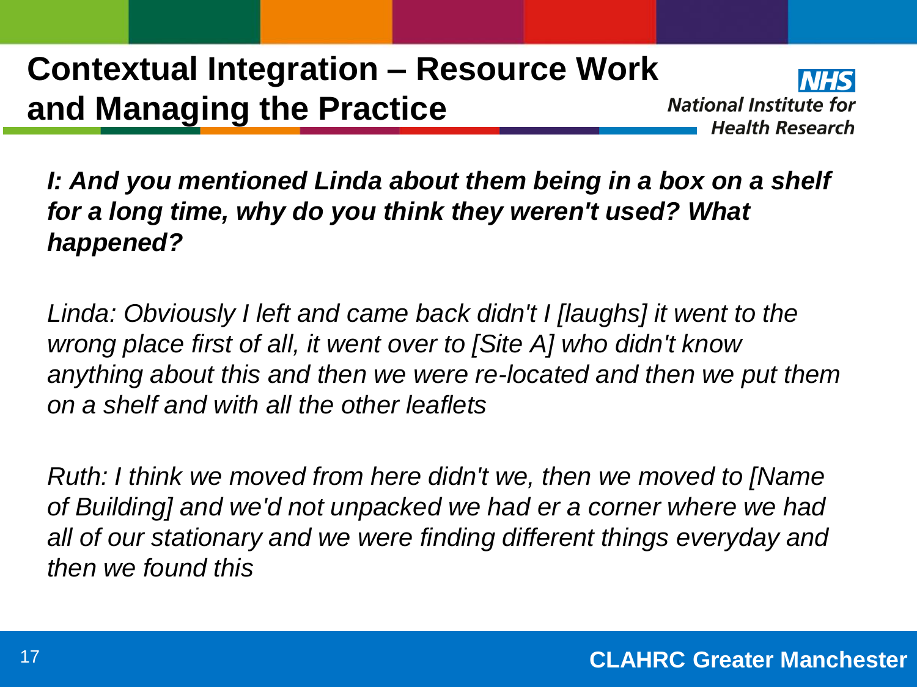# Contextual Integration – Resource Work and Managing the Practice

***I: And you mentioned Linda about them being in a box on a shelf for a long time, why do you think they weren't used? What happened?***

*Linda: Obviously I left and came back didn't I [laughs] it went to the wrong place first of all, it went over to [Site A] who didn't know anything about this and then we were re-located and then we put them on a shelf and with all the other leaflets*

*Ruth: I think we moved from here didn't we, then we moved to [Name of Building] and we'd not unpacked we had er a corner where we had all of our stationary and we were finding different things everyday and then we found this*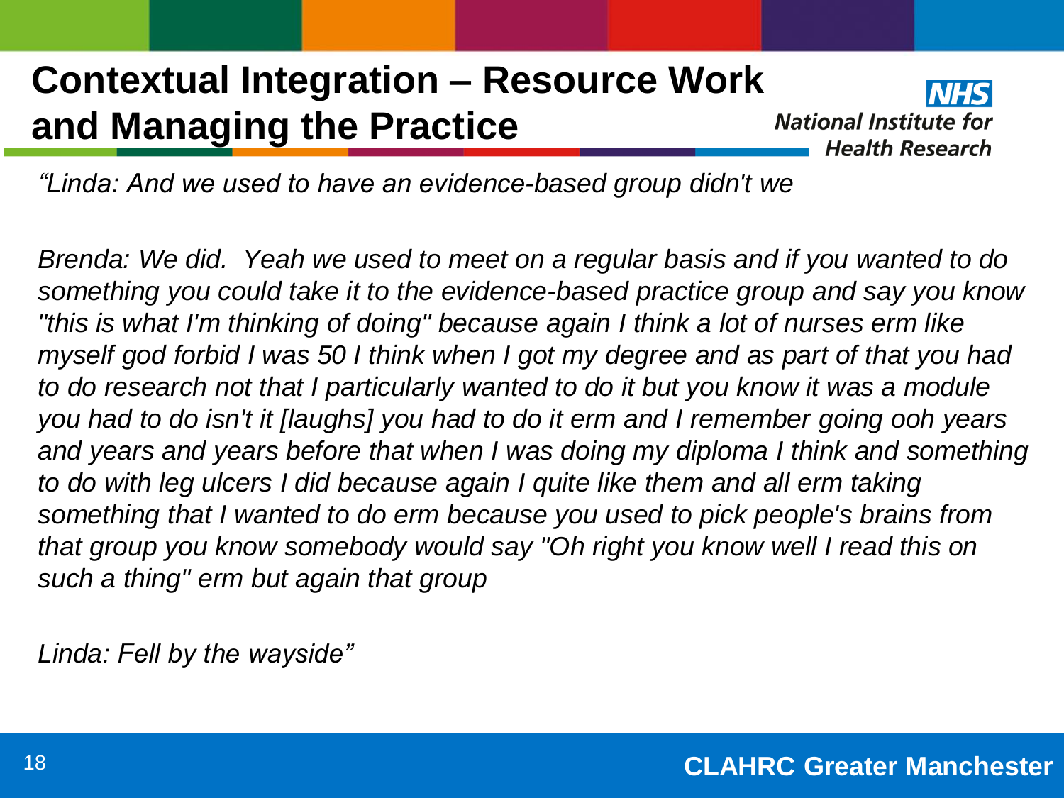# Contextual Integration – Resource Work and Managing the Practice

*“Linda: And we used to have an evidence-based group didn't we*

*Brenda: We did. Yeah we used to meet on a regular basis and if you wanted to do something you could take it to the evidence-based practice group and say you know "this is what I'm thinking of doing" because again I think a lot of nurses erm like myself god forbid I was 50 I think when I got my degree and as part of that you had to do research not that I particularly wanted to do it but you know it was a module you had to do isn't it [laughs] you had to do it erm and I remember going ooh years and years and years before that when I was doing my diploma I think and something to do with leg ulcers I did because again I quite like them and all erm taking something that I wanted to do erm because you used to pick people's brains from that group you know somebody would say "Oh right you know well I read this on such a thing" erm but again that group*

*Linda: Fell by the wayside”*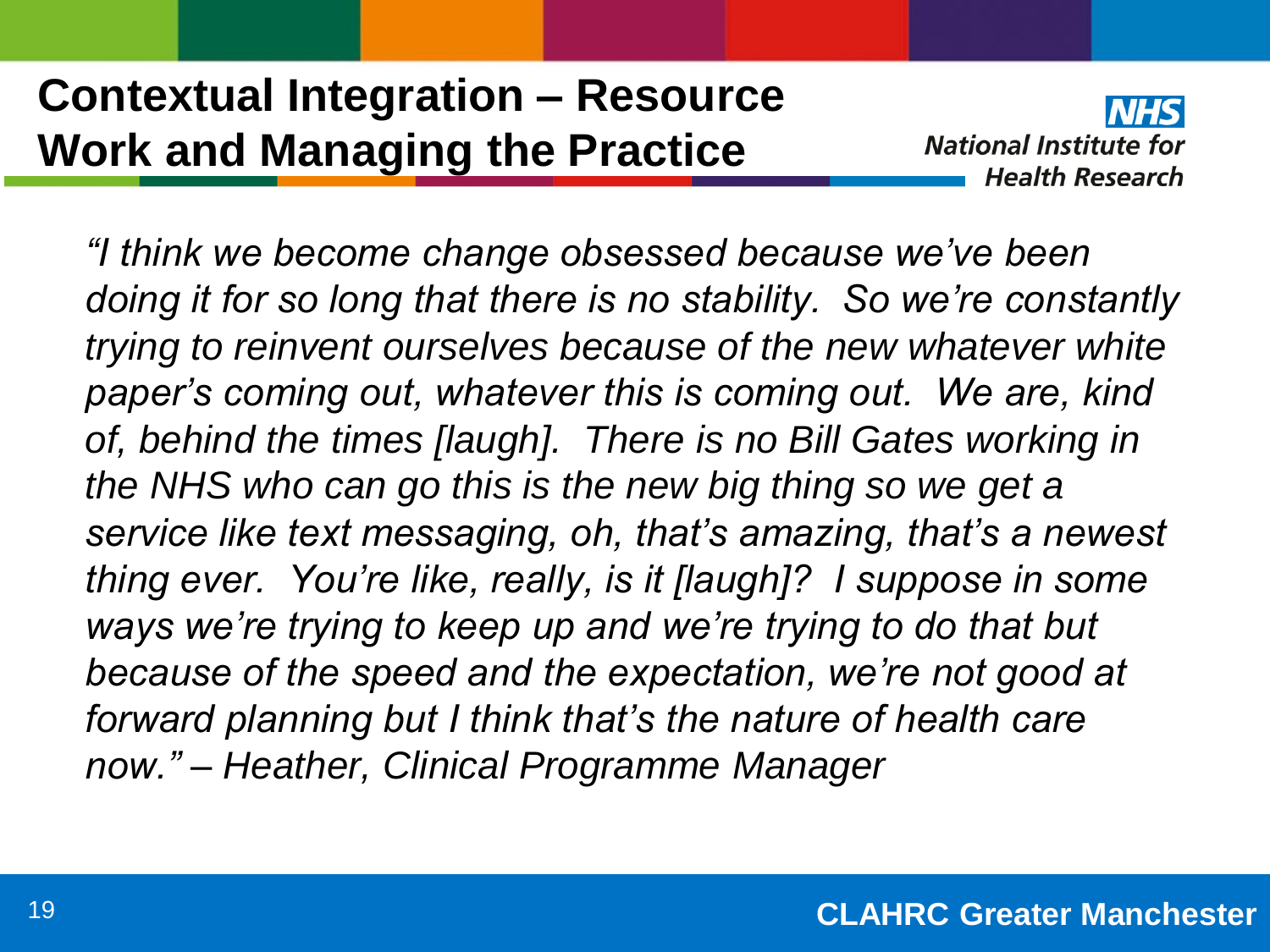# Contextual Integration – Resource Work and Managing the Practice

*"I think we become change obsessed because we've been doing it for so long that there is no stability. So we're constantly trying to reinvent ourselves because of the new whatever white paper's coming out, whatever this is coming out. We are, kind of, behind the times [laugh]. There is no Bill Gates working in the NHS who can go this is the new big thing so we get a service like text messaging, oh, that's amazing, that's a newest thing ever. You're like, really, is it [laugh]? I suppose in some ways we're trying to keep up and we're trying to do that but because of the speed and the expectation, we're not good at forward planning but I think that's the nature of health care now." – Heather, Clinical Programme Manager*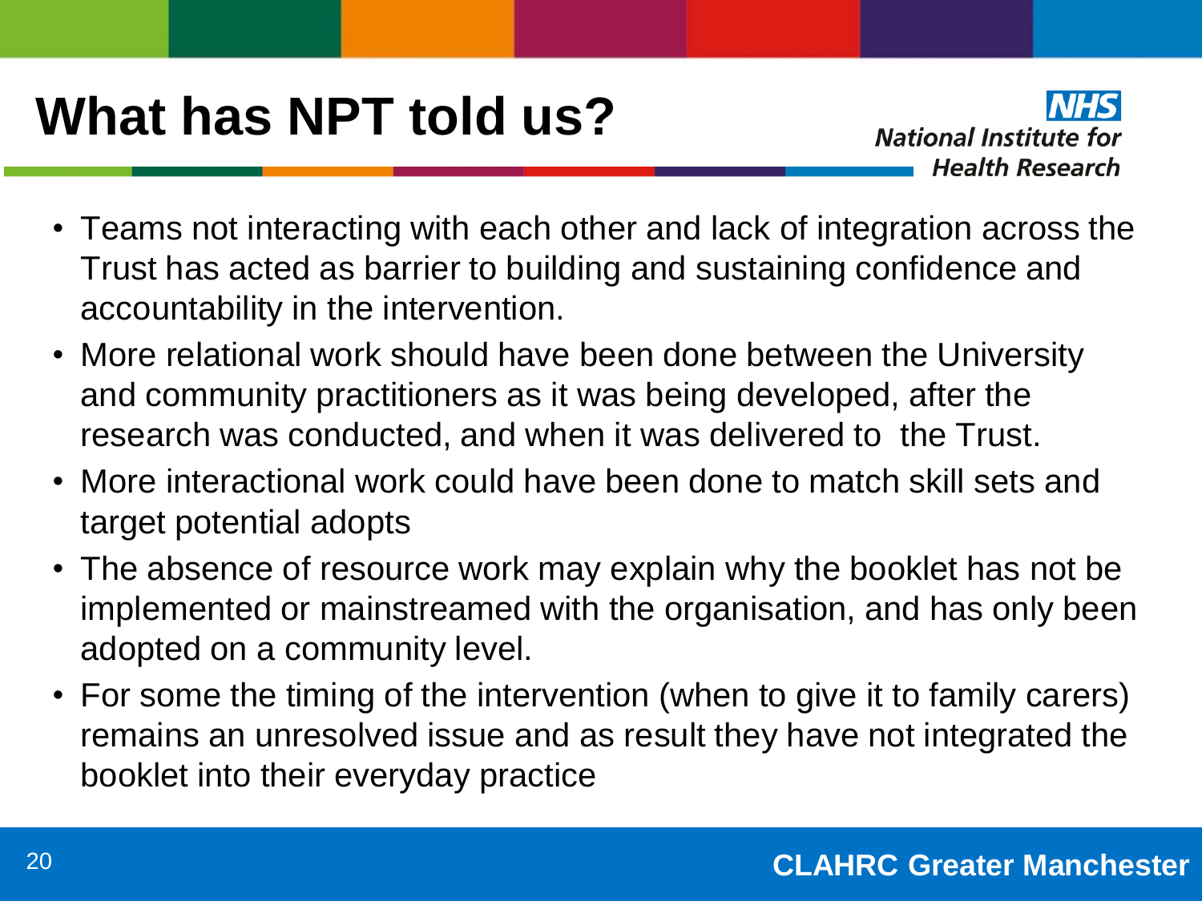# What has NPT told us?

- Teams not interacting with each other and lack of integration across the Trust has acted as barrier to building and sustaining confidence and accountability in the intervention.
- More relational work should have been done between the University and community practitioners as it was being developed, after the research was conducted, and when it was delivered to the Trust.
- More interactional work could have been done to match skill sets and target potential adopts
- The absence of resource work may explain why the booklet has not be implemented or mainstreamed with the organisation, and has only been adopted on a community level.
- For some the timing of the intervention (when to give it to family carers) remains an unresolved issue and as result they have not integrated the booklet into their everyday practice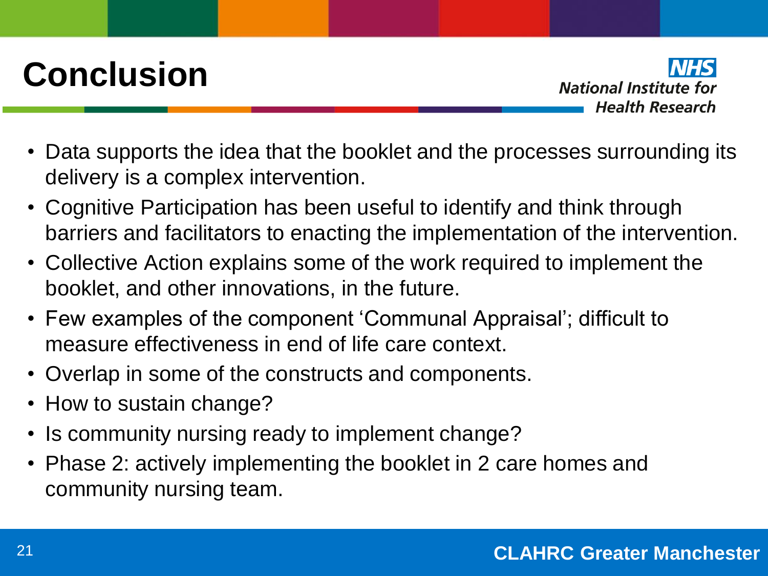# Conclusion

- Data supports the idea that the booklet and the processes surrounding its delivery is a complex intervention.
- Cognitive Participation has been useful to identify and think through barriers and facilitators to enacting the implementation of the intervention.
- Collective Action explains some of the work required to implement the booklet, and other innovations, in the future.
- Few examples of the component 'Communal Appraisal'; difficult to measure effectiveness in end of life care context.
- Overlap in some of the constructs and components.
- How to sustain change?
- Is community nursing ready to implement change?
- Phase 2: actively implementing the booklet in 2 care homes and community nursing team.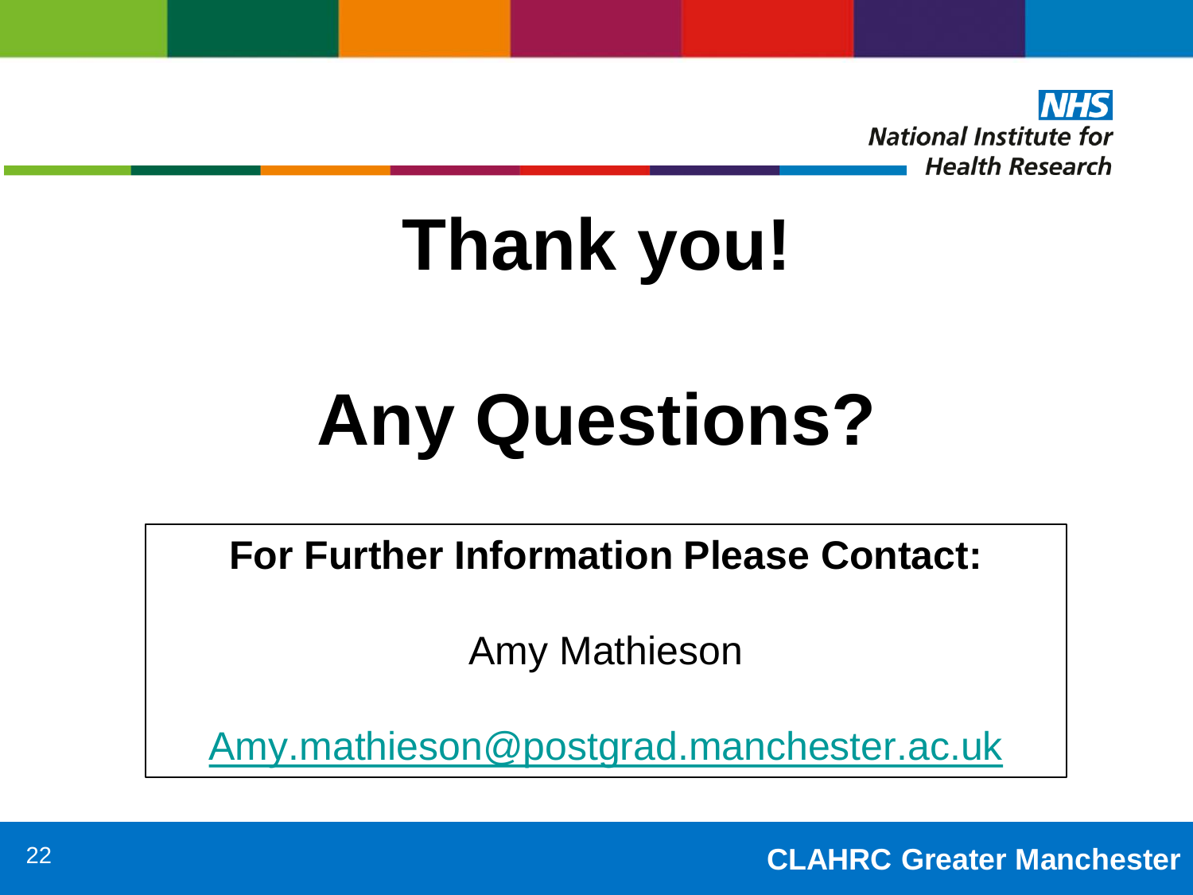# Thank you!

# Any Questions?

**For Further Information Please Contact:**

Amy Mathieson

Amy.mathieson@postgrad.manchester.ac.uk